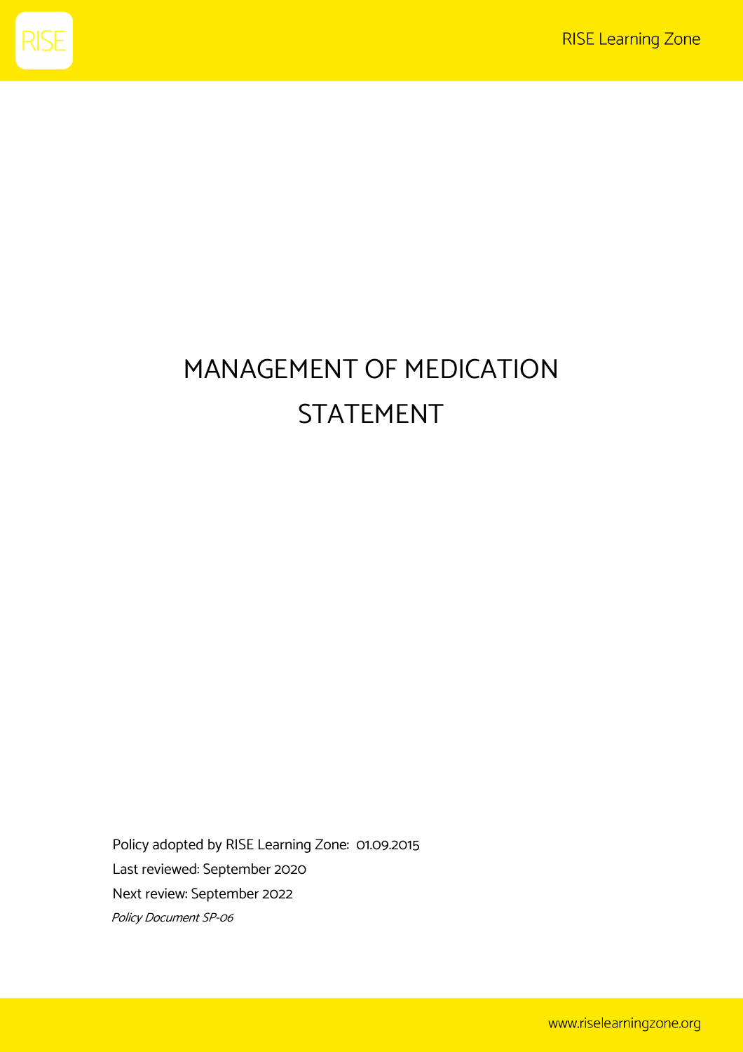# MANAGEMENT OF MEDICATION STATEMENT

Policy adopted by RISE Learning Zone: 01.09.2015

Last reviewed: September 2020

Next review: September 2022

*Policy Document SP-06*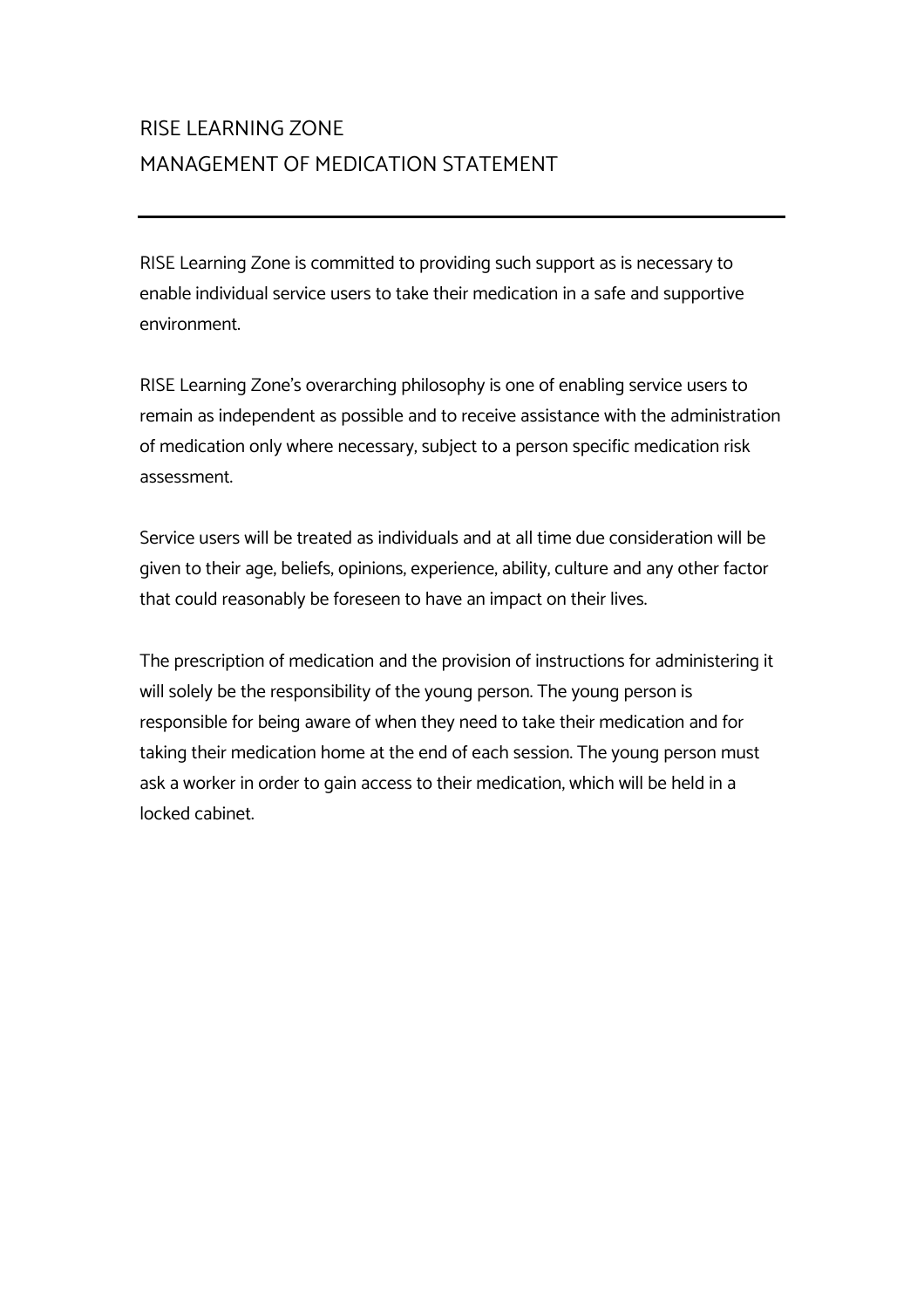# RISE LEARNING ZONE
## MANAGEMENT OF MEDICATION STATEMENT

---

RISE Learning Zone is committed to providing such support as is necessary to enable individual service users to take their medication in a safe and supportive environment.

RISE Learning Zone's overarching philosophy is one of enabling service users to remain as independent as possible and to receive assistance with the administration of medication only where necessary, subject to a person specific medication risk assessment.

Service users will be treated as individuals and at all time due consideration will be given to their age, beliefs, opinions, experience, ability, culture and any other factor that could reasonably be foreseen to have an impact on their lives.

The prescription of medication and the provision of instructions for administering it will solely be the responsibility of the young person. The young person is responsible for being aware of when they need to take their medication and for taking their medication home at the end of each session. The young person must ask a worker in order to gain access to their medication, which will be held in a locked cabinet.